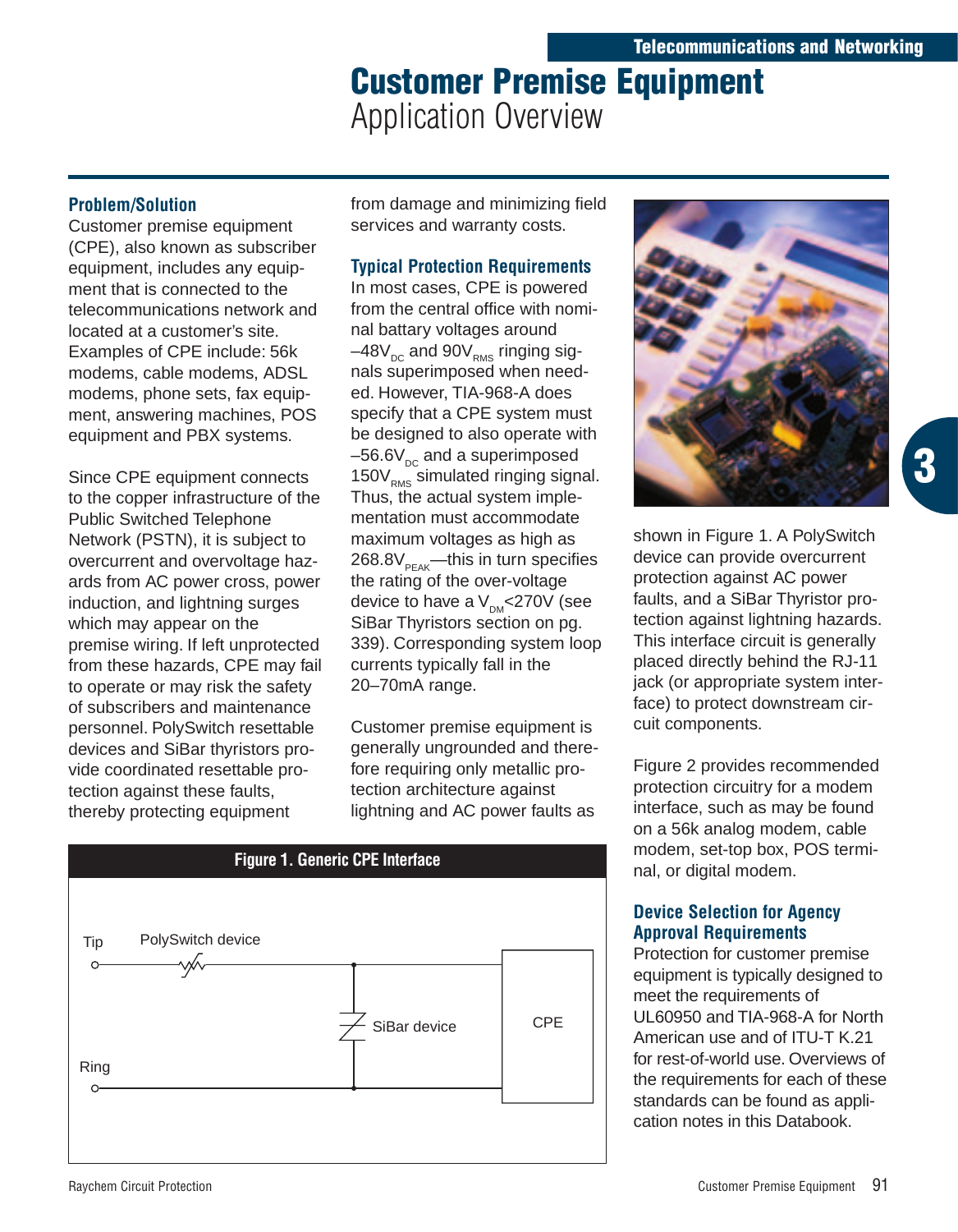# Customer Premise Equipment

Application Overview

## Problem/Solution

Customer premise equipment (CPE), also known as subscriber equipment, includes any equipment that is connected to the telecommunications network and located at a customer's site. Examples of CPE include: 56k modems, cable modems, ADSL modems, phone sets, fax equipment, answering machines, POS equipment and PBX systems.

Since CPE equipment connects to the copper infrastructure of the Public Switched Telephone Network (PSTN), it is subject to overcurrent and overvoltage hazards from AC power cross, power induction, and lightning surges which may appear on the premise wiring. If left unprotected from these hazards, CPE may fail to operate or may risk the safety of subscribers and maintenance personnel. PolySwitch resettable devices and SiBar thyristors provide coordinated resettable protection against these faults, thereby protecting equipment from damage and minimizing field services and warranty costs.

## Typical Protection Requirements

In most cases, CPE is powered from the central office with nominal battery voltages around $-48V_{DC}$ and $90V_{RMS}$ ringing signals superimposed when needed. However, TIA-968-A does specify that a CPE system must be designed to also operate with $-56.6V_{DC}$ and a superimposed $150V_{RMS}$ simulated ringing signal. Thus, the actual system implementation must accommodate maximum voltages as high as $268.8V_{PEAK}$—this in turn specifies the rating of the over-voltage device to have a $V_{DM}$<270V (see SiBar Thyristors section on pg. 339). Corresponding system loop currents typically fall in the 20–70mA range.

Customer premise equipment is generally ungrounded and therefore requiring only metallic protection architecture against lightning and AC power faults as shown in Figure 1. A PolySwitch device can provide overcurrent protection against AC power faults, and a SiBar Thyristor protection against lightning hazards. This interface circuit is generally placed directly behind the RJ-11 jack (or appropriate system interface) to protect downstream circuit components.

Figure 2 provides recommended protection circuitry for a modem interface, such as may be found on a 56k analog modem, cable modem, set-top box, POS terminal, or digital modem.

**Figure 1. Generic CPE Interface**

Tip — PolySwitch device — SiBar device — CPE — Ring

## Device Selection for Agency Approval Requirements

Protection for customer premise equipment is typically designed to meet the requirements of UL60950 and TIA-968-A for North American use and of ITU-T K.21 for rest-of-world use. Overviews of the requirements for each of these standards can be found as application notes in this Databook.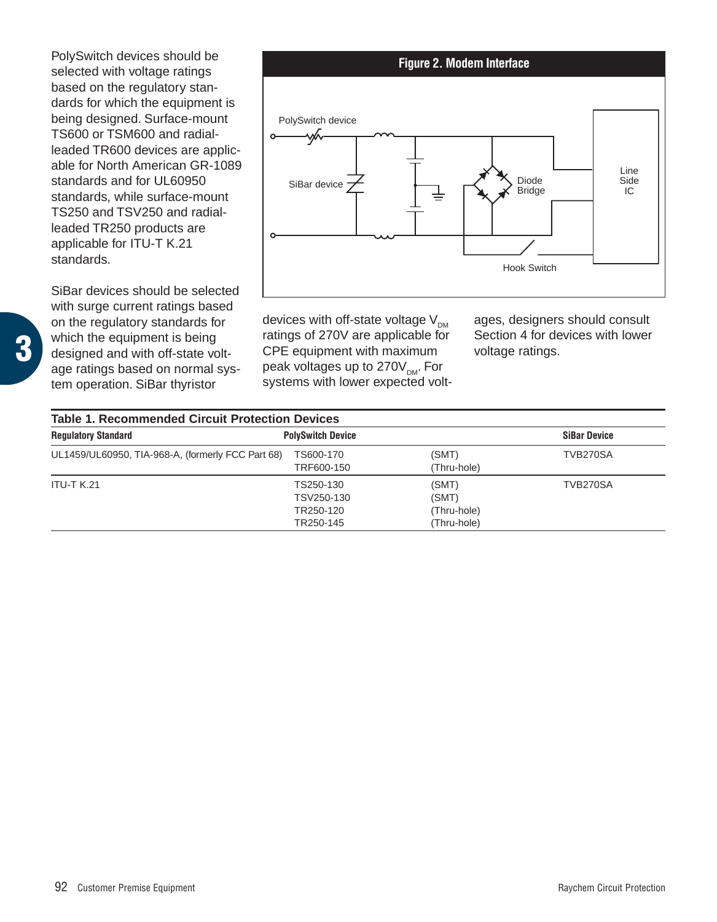PolySwitch devices should be selected with voltage ratings based on the regulatory standards for which the equipment is being designed. Surface-mount TS600 or TSM600 and radial-leaded TR600 devices are applicable for North American GR-1089 standards and for UL60950 standards, while surface-mount TS250 and TSV250 and radial-leaded TR250 products are applicable for ITU-T K.21 standards.

SiBar devices should be selected with surge current ratings based on the regulatory standards for which the equipment is being designed and with off-state voltage ratings based on normal system operation. SiBar thyristor devices with off-state voltage $V_{DM}$ ratings of 270V are applicable for CPE equipment with maximum peak voltages up to 270$V_{DM}$. For systems with lower expected voltages, designers should consult Section 4 for devices with lower voltage ratings.

**Figure 2. Modem Interface**

PolySwitch device
SiBar device
Diode Bridge
Line Side IC
Hook Switch

**Table 1. Recommended Circuit Protection Devices**

| Regulatory Standard | PolySwitch Device | | SiBar Device |
|---|---|---|---|
| UL1459/UL60950, TIA-968-A, (formerly FCC Part 68) | TS600-170<br>TRF600-150 | (SMT)<br>(Thru-hole) | TVB270SA |
| ITU-T K.21 | TS250-130<br>TSV250-130<br>TR250-120<br>TR250-145 | (SMT)<br>(SMT)<br>(Thru-hole)<br>(Thru-hole) | TVB270SA |